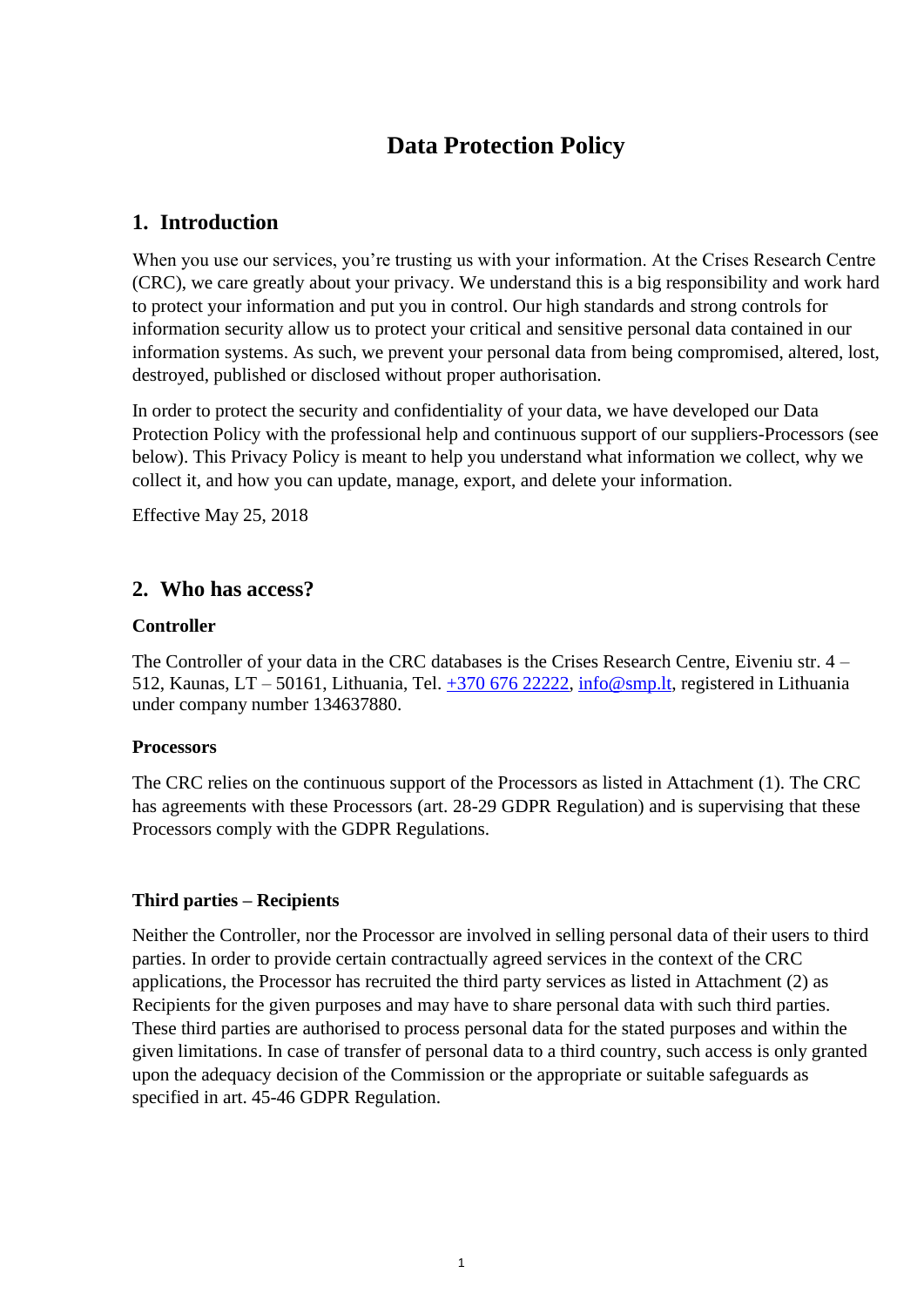# Data Protection Policy

## 1. Introduction

When you use our services, you're trusting us with your information. At the Crises Research Centre (CRC), we care greatly about your privacy. We understand this is a big responsibility and work hard to protect your information and put you in control. Our high standards and strong controls for information security allow us to protect your critical and sensitive personal data contained in our information systems. As such, we prevent your personal data from being compromised, altered, lost, destroyed, published or disclosed without proper authorisation.

In order to protect the security and confidentiality of your data, we have developed our Data Protection Policy with the professional help and continuous support of our suppliers-Processors (see below). This Privacy Policy is meant to help you understand what information we collect, why we collect it, and how you can update, manage, export, and delete your information.

Effective May 25, 2018

## 2. Who has access?

**Controller**

The Controller of your data in the CRC databases is the Crises Research Centre, Eiveniu str. 4 – 512, Kaunas, LT – 50161, Lithuania, Tel. +370 676 22222, info@smp.lt, registered in Lithuania under company number 134637880.

**Processors**

The CRC relies on the continuous support of the Processors as listed in Attachment (1). The CRC has agreements with these Processors (art. 28-29 GDPR Regulation) and is supervising that these Processors comply with the GDPR Regulations.

**Third parties – Recipients**

Neither the Controller, nor the Processor are involved in selling personal data of their users to third parties. In order to provide certain contractually agreed services in the context of the CRC applications, the Processor has recruited the third party services as listed in Attachment (2) as Recipients for the given purposes and may have to share personal data with such third parties. These third parties are authorised to process personal data for the stated purposes and within the given limitations. In case of transfer of personal data to a third country, such access is only granted upon the adequacy decision of the Commission or the appropriate or suitable safeguards as specified in art. 45-46 GDPR Regulation.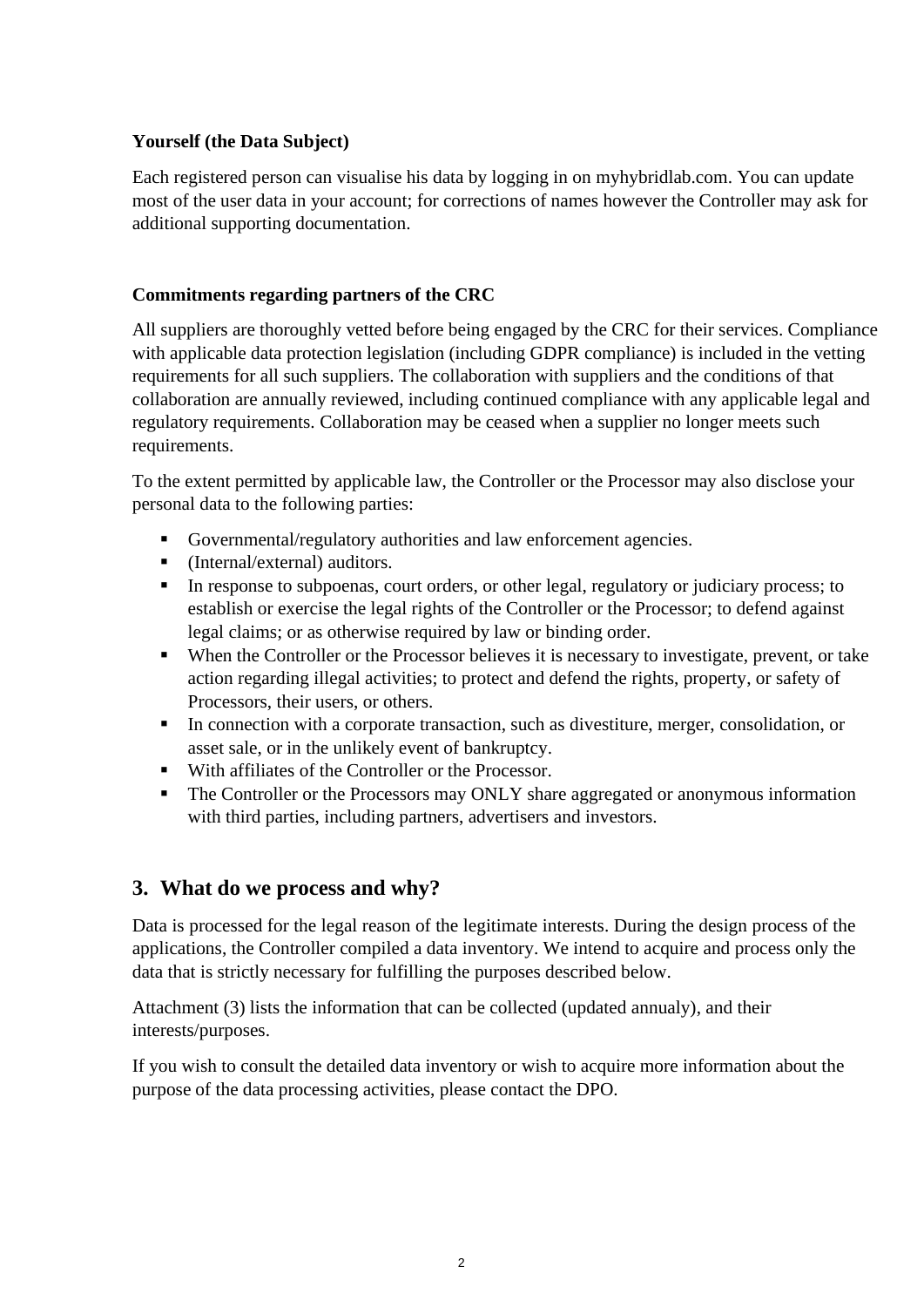**Yourself (the Data Subject)**

Each registered person can visualise his data by logging in on myhybridlab.com. You can update most of the user data in your account; for corrections of names however the Controller may ask for additional supporting documentation.

**Commitments regarding partners of the CRC**

All suppliers are thoroughly vetted before being engaged by the CRC for their services. Compliance with applicable data protection legislation (including GDPR compliance) is included in the vetting requirements for all such suppliers. The collaboration with suppliers and the conditions of that collaboration are annually reviewed, including continued compliance with any applicable legal and regulatory requirements. Collaboration may be ceased when a supplier no longer meets such requirements.

To the extent permitted by applicable law, the Controller or the Processor may also disclose your personal data to the following parties:

- Governmental/regulatory authorities and law enforcement agencies.
- (Internal/external) auditors.
- In response to subpoenas, court orders, or other legal, regulatory or judiciary process; to establish or exercise the legal rights of the Controller or the Processor; to defend against legal claims; or as otherwise required by law or binding order.
- When the Controller or the Processor believes it is necessary to investigate, prevent, or take action regarding illegal activities; to protect and defend the rights, property, or safety of Processors, their users, or others.
- In connection with a corporate transaction, such as divestiture, merger, consolidation, or asset sale, or in the unlikely event of bankruptcy.
- With affiliates of the Controller or the Processor.
- The Controller or the Processors may ONLY share aggregated or anonymous information with third parties, including partners, advertisers and investors.

## 3. What do we process and why?

Data is processed for the legal reason of the legitimate interests. During the design process of the applications, the Controller compiled a data inventory. We intend to acquire and process only the data that is strictly necessary for fulfilling the purposes described below.

Attachment (3) lists the information that can be collected (updated annualy), and their interests/purposes.

If you wish to consult the detailed data inventory or wish to acquire more information about the purpose of the data processing activities, please contact the DPO.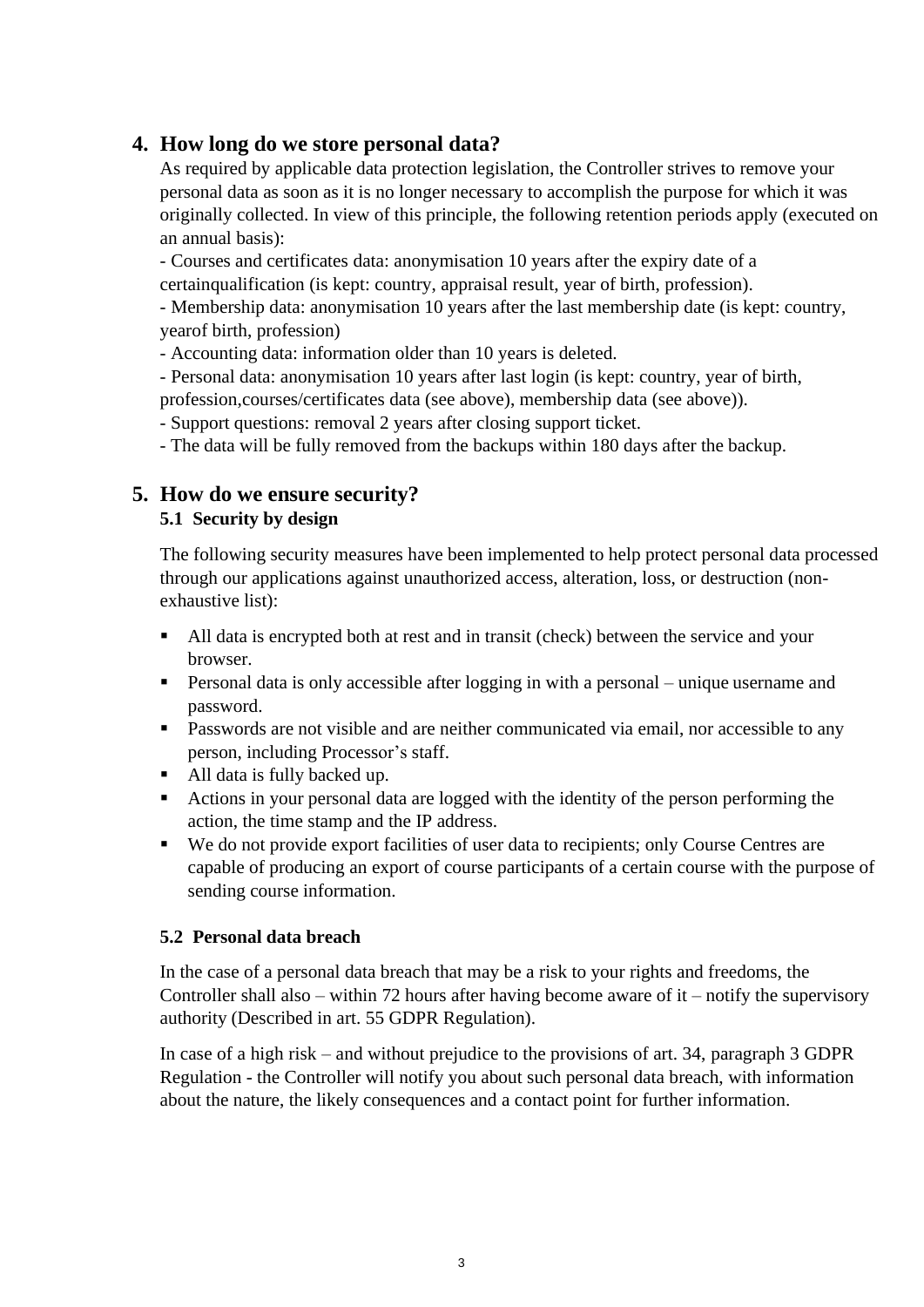## 4. How long do we store personal data?

As required by applicable data protection legislation, the Controller strives to remove your personal data as soon as it is no longer necessary to accomplish the purpose for which it was originally collected. In view of this principle, the following retention periods apply (executed on an annual basis):

- Courses and certificates data: anonymisation 10 years after the expiry date of a certainqualification (is kept: country, appraisal result, year of birth, profession).
- Membership data: anonymisation 10 years after the last membership date (is kept: country, yearof birth, profession)
- Accounting data: information older than 10 years is deleted.
- Personal data: anonymisation 10 years after last login (is kept: country, year of birth, profession,courses/certificates data (see above), membership data (see above)).
- Support questions: removal 2 years after closing support ticket.
- The data will be fully removed from the backups within 180 days after the backup.

## 5. How do we ensure security?

### 5.1 Security by design

The following security measures have been implemented to help protect personal data processed through our applications against unauthorized access, alteration, loss, or destruction (non-exhaustive list):

- All data is encrypted both at rest and in transit (check) between the service and your browser.
- Personal data is only accessible after logging in with a personal – unique username and password.
- Passwords are not visible and are neither communicated via email, nor accessible to any person, including Processor's staff.
- All data is fully backed up.
- Actions in your personal data are logged with the identity of the person performing the action, the time stamp and the IP address.
- We do not provide export facilities of user data to recipients; only Course Centres are capable of producing an export of course participants of a certain course with the purpose of sending course information.

### 5.2 Personal data breach

In the case of a personal data breach that may be a risk to your rights and freedoms, the Controller shall also – within 72 hours after having become aware of it – notify the supervisory authority (Described in art. 55 GDPR Regulation).

In case of a high risk – and without prejudice to the provisions of art. 34, paragraph 3 GDPR Regulation - the Controller will notify you about such personal data breach, with information about the nature, the likely consequences and a contact point for further information.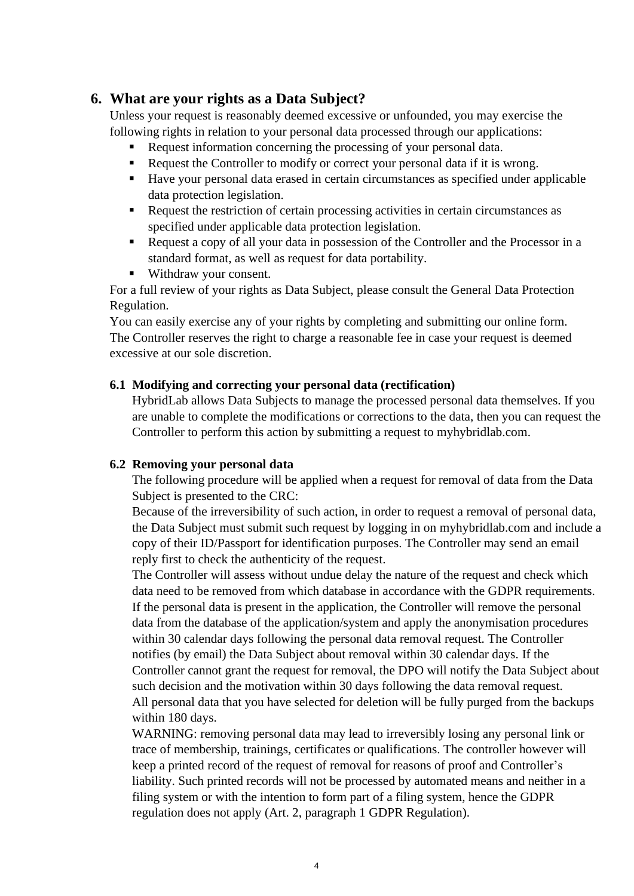## 6. What are your rights as a Data Subject?

Unless your request is reasonably deemed excessive or unfounded, you may exercise the following rights in relation to your personal data processed through our applications:

- Request information concerning the processing of your personal data.
- Request the Controller to modify or correct your personal data if it is wrong.
- Have your personal data erased in certain circumstances as specified under applicable data protection legislation.
- Request the restriction of certain processing activities in certain circumstances as specified under applicable data protection legislation.
- Request a copy of all your data in possession of the Controller and the Processor in a standard format, as well as request for data portability.
- Withdraw your consent.

For a full review of your rights as Data Subject, please consult the General Data Protection Regulation.

You can easily exercise any of your rights by completing and submitting our online form. The Controller reserves the right to charge a reasonable fee in case your request is deemed excessive at our sole discretion.

### 6.1 Modifying and correcting your personal data (rectification)

HybridLab allows Data Subjects to manage the processed personal data themselves. If you are unable to complete the modifications or corrections to the data, then you can request the Controller to perform this action by submitting a request to myhybridlab.com.

### 6.2 Removing your personal data

The following procedure will be applied when a request for removal of data from the Data Subject is presented to the CRC:

Because of the irreversibility of such action, in order to request a removal of personal data, the Data Subject must submit such request by logging in on myhybridlab.com and include a copy of their ID/Passport for identification purposes. The Controller may send an email reply first to check the authenticity of the request.

The Controller will assess without undue delay the nature of the request and check which data need to be removed from which database in accordance with the GDPR requirements. If the personal data is present in the application, the Controller will remove the personal data from the database of the application/system and apply the anonymisation procedures within 30 calendar days following the personal data removal request. The Controller notifies (by email) the Data Subject about removal within 30 calendar days. If the Controller cannot grant the request for removal, the DPO will notify the Data Subject about such decision and the motivation within 30 days following the data removal request.

All personal data that you have selected for deletion will be fully purged from the backups within 180 days.

WARNING: removing personal data may lead to irreversibly losing any personal link or trace of membership, trainings, certificates or qualifications. The controller however will keep a printed record of the request of removal for reasons of proof and Controller's liability. Such printed records will not be processed by automated means and neither in a filing system or with the intention to form part of a filing system, hence the GDPR regulation does not apply (Art. 2, paragraph 1 GDPR Regulation).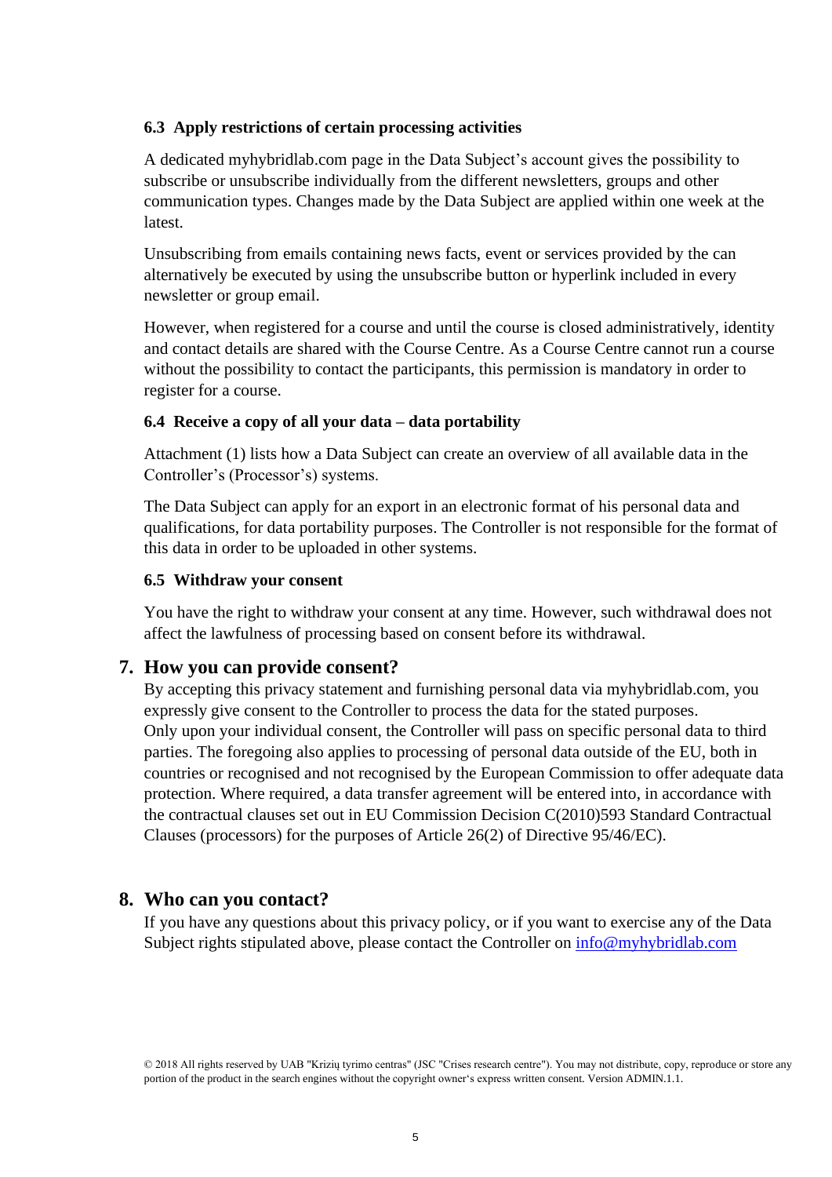### 6.3 Apply restrictions of certain processing activities

A dedicated myhybridlab.com page in the Data Subject's account gives the possibility to subscribe or unsubscribe individually from the different newsletters, groups and other communication types. Changes made by the Data Subject are applied within one week at the latest.

Unsubscribing from emails containing news facts, event or services provided by the can alternatively be executed by using the unsubscribe button or hyperlink included in every newsletter or group email.

However, when registered for a course and until the course is closed administratively, identity and contact details are shared with the Course Centre. As a Course Centre cannot run a course without the possibility to contact the participants, this permission is mandatory in order to register for a course.

### 6.4 Receive a copy of all your data – data portability

Attachment (1) lists how a Data Subject can create an overview of all available data in the Controller's (Processor's) systems.

The Data Subject can apply for an export in an electronic format of his personal data and qualifications, for data portability purposes. The Controller is not responsible for the format of this data in order to be uploaded in other systems.

### 6.5 Withdraw your consent

You have the right to withdraw your consent at any time. However, such withdrawal does not affect the lawfulness of processing based on consent before its withdrawal.

## 7. How you can provide consent?

By accepting this privacy statement and furnishing personal data via myhybridlab.com, you expressly give consent to the Controller to process the data for the stated purposes.
Only upon your individual consent, the Controller will pass on specific personal data to third parties. The foregoing also applies to processing of personal data outside of the EU, both in countries or recognised and not recognised by the European Commission to offer adequate data protection. Where required, a data transfer agreement will be entered into, in accordance with the contractual clauses set out in EU Commission Decision C(2010)593 Standard Contractual Clauses (processors) for the purposes of Article 26(2) of Directive 95/46/EC).

## 8. Who can you contact?

If you have any questions about this privacy policy, or if you want to exercise any of the Data Subject rights stipulated above, please contact the Controller on [info@myhybridlab.com](mailto:info@myhybridlab.com)

© 2018 All rights reserved by UAB "Krizių tyrimo centras" (JSC "Crises research centre"). You may not distribute, copy, reproduce or store any portion of the product in the search engines without the copyright owner's express written consent. Version ADMIN.1.1.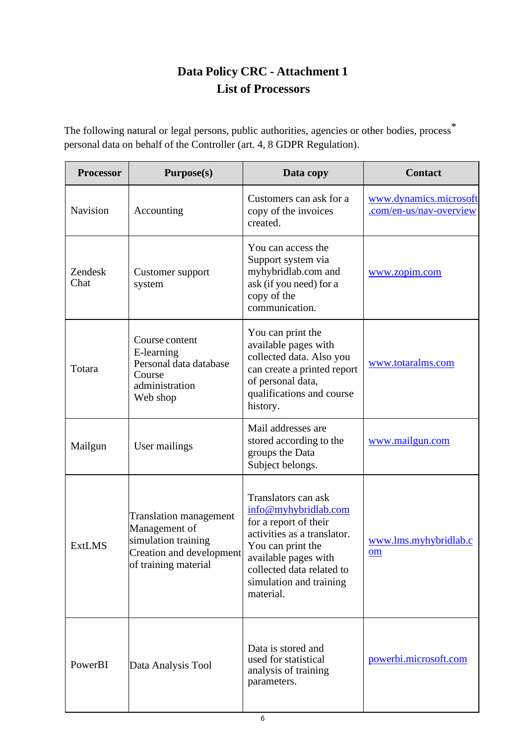# Data Policy CRC - Attachment 1
## List of Processors

The following natural or legal persons, public authorities, agencies or other bodies, process[*] personal data on behalf of the Controller (art. 4, 8 GDPR Regulation).

| Processor | Purpose(s) | Data copy | Contact |
|---|---|---|---|
| Navision | Accounting | Customers can ask for a copy of the invoices created. | www.dynamics.microsoft.com/en-us/nav-overview |
| Zendesk Chat | Customer support system | You can access the Support system via myhybridlab.com and ask (if you need) for a copy of the communication. | www.zopim.com |
| Totara | Course content<br>E-learning<br>Personal data database<br>Course administration<br>Web shop | You can print the available pages with collected data. Also you can create a printed report of personal data, qualifications and course history. | www.totaralms.com |
| Mailgun | User mailings | Mail addresses are stored according to the groups the Data Subject belongs. | www.mailgun.com |
| ExtLMS | Translation management<br>Management of simulation training<br>Creation and development of training material | Translators can ask info@myhybridlab.com for a report of their activities as a translator. You can print the available pages with collected data related to simulation and training material. | www.lms.myhybridlab.com |
| PowerBI | Data Analysis Tool | Data is stored and used for statistical analysis of training parameters. | powerbi.microsoft.com |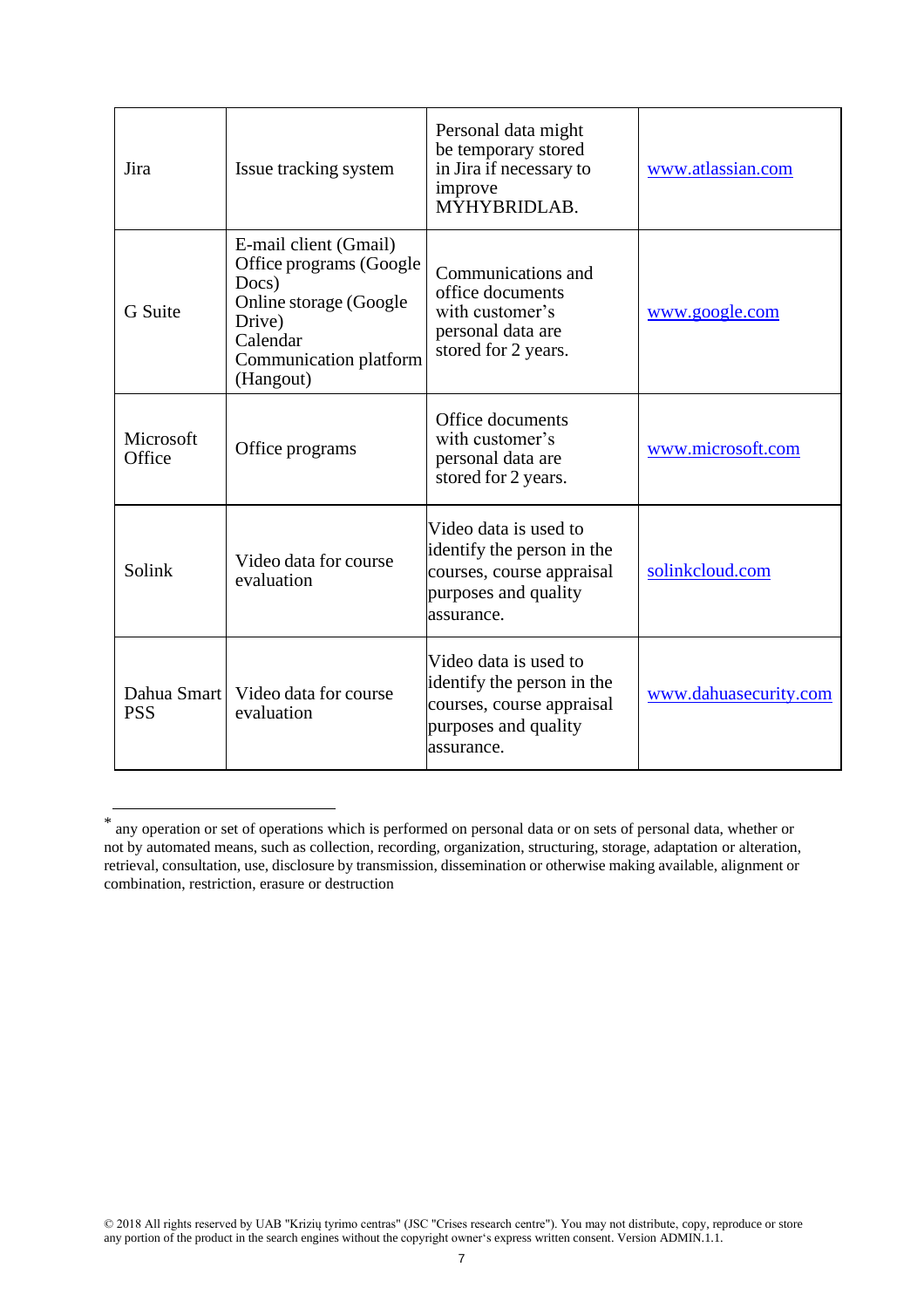| | | | |
|---|---|---|---|
| Jira | Issue tracking system | Personal data might be temporary stored in Jira if necessary to improve MYHYBRIDLAB. | www.atlassian.com |
| G Suite | E-mail client (Gmail) Office programs (Google Docs) Online storage (Google Drive) Calendar Communication platform (Hangout) | Communications and office documents with customer's personal data are stored for 2 years. | www.google.com |
| Microsoft Office | Office programs | Office documents with customer's personal data are stored for 2 years. | www.microsoft.com |
| Solink | Video data for course evaluation | Video data is used to identify the person in the courses, course appraisal purposes and quality assurance. | solinkcloud.com |
| Dahua Smart PSS | Video data for course evaluation | Video data is used to identify the person in the courses, course appraisal purposes and quality assurance. | www.dahuasecurity.com |

---

* any operation or set of operations which is performed on personal data or on sets of personal data, whether or not by automated means, such as collection, recording, organization, structuring, storage, adaptation or alteration, retrieval, consultation, use, disclosure by transmission, dissemination or otherwise making available, alignment or combination, restriction, erasure or destruction

© 2018 All rights reserved by UAB "Krizių tyrimo centras" (JSC "Crises research centre"). You may not distribute, copy, reproduce or store any portion of the product in the search engines without the copyright owner's express written consent. Version ADMIN.1.1.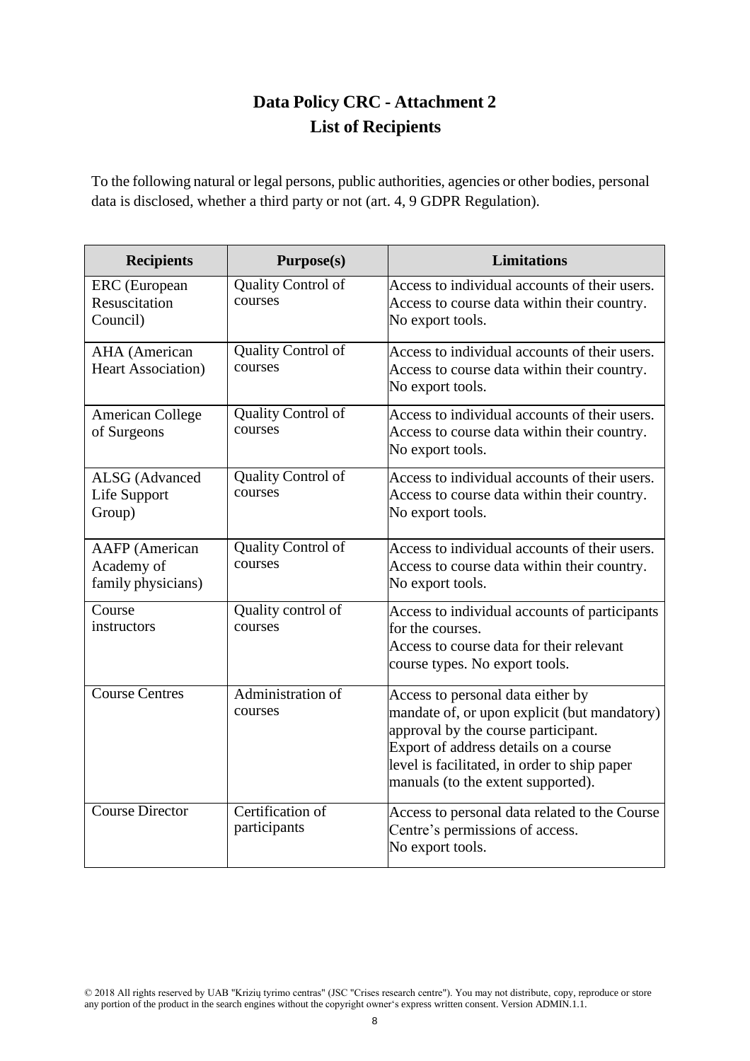# Data Policy CRC - Attachment 2
## List of Recipients

To the following natural or legal persons, public authorities, agencies or other bodies, personal data is disclosed, whether a third party or not (art. 4, 9 GDPR Regulation).

| Recipients | Purpose(s) | Limitations |
|---|---|---|
| ERC (European Resuscitation Council) | Quality Control of courses | Access to individual accounts of their users. Access to course data within their country. No export tools. |
| AHA (American Heart Association) | Quality Control of courses | Access to individual accounts of their users. Access to course data within their country. No export tools. |
| American College of Surgeons | Quality Control of courses | Access to individual accounts of their users. Access to course data within their country. No export tools. |
| ALSG (Advanced Life Support Group) | Quality Control of courses | Access to individual accounts of their users. Access to course data within their country. No export tools. |
| AAFP (American Academy of family physicians) | Quality Control of courses | Access to individual accounts of their users. Access to course data within their country. No export tools. |
| Course instructors | Quality control of courses | Access to individual accounts of participants for the courses. Access to course data for their relevant course types. No export tools. |
| Course Centres | Administration of courses | Access to personal data either by mandate of, or upon explicit (but mandatory) approval by the course participant. Export of address details on a course level is facilitated, in order to ship paper manuals (to the extent supported). |
| Course Director | Certification of participants | Access to personal data related to the Course Centre's permissions of access. No export tools. |

© 2018 All rights reserved by UAB "Krizių tyrimo centras" (JSC "Crises research centre"). You may not distribute, copy, reproduce or store any portion of the product in the search engines without the copyright owner's express written consent. Version ADMIN.1.1.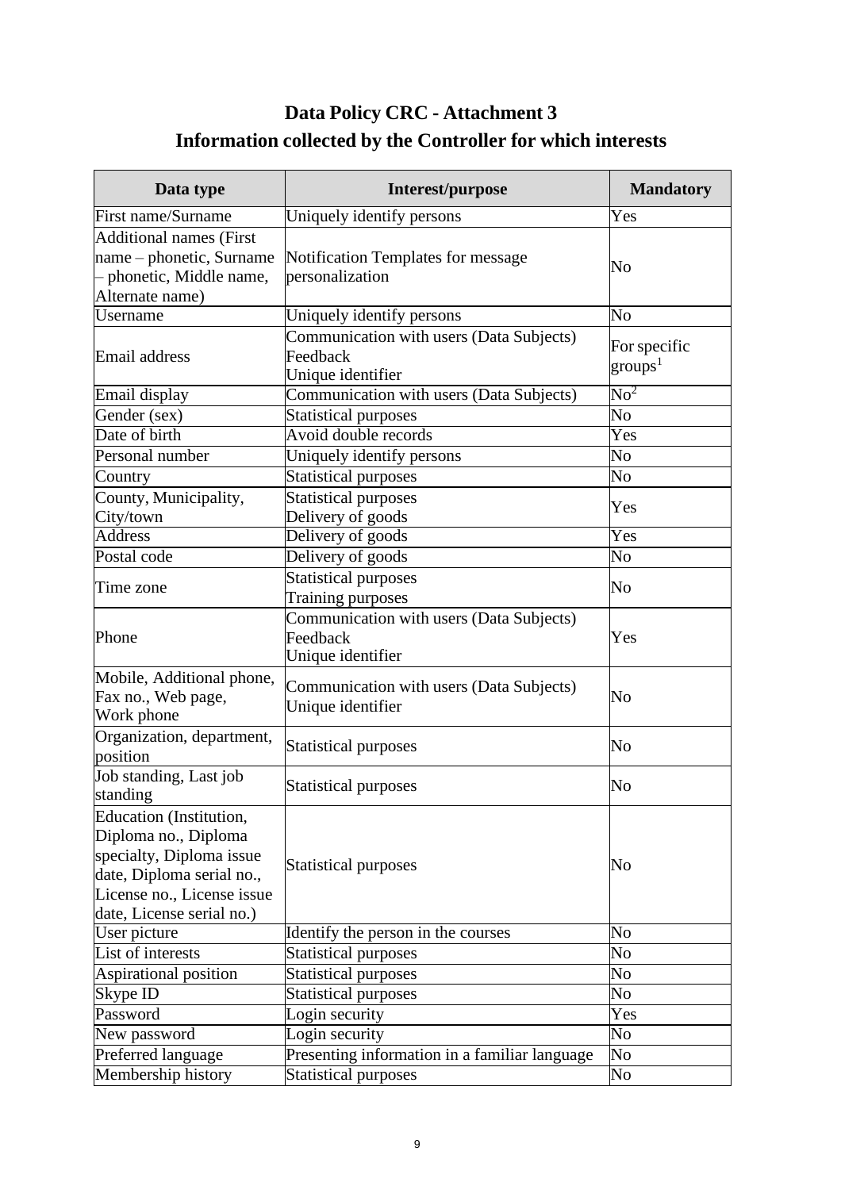# Data Policy CRC - Attachment 3

## Information collected by the Controller for which interests

| Data type | Interest/purpose | Mandatory |
|---|---|---|
| First name/Surname | Uniquely identify persons | Yes |
| Additional names (First name – phonetic, Surname – phonetic, Middle name, Alternate name) | Notification Templates for message personalization | No |
| Username | Uniquely identify persons | No |
| Email address | Communication with users (Data Subjects)<br>Feedback<br>Unique identifier | For specific groups[1] |
| Email display | Communication with users (Data Subjects) | No[2] |
| Gender (sex) | Statistical purposes | No |
| Date of birth | Avoid double records | Yes |
| Personal number | Uniquely identify persons | No |
| Country | Statistical purposes | No |
| County, Municipality, City/town | Statistical purposes<br>Delivery of goods | Yes |
| Address | Delivery of goods | Yes |
| Postal code | Delivery of goods | No |
| Time zone | Statistical purposes<br>Training purposes | No |
| Phone | Communication with users (Data Subjects)<br>Feedback<br>Unique identifier | Yes |
| Mobile, Additional phone, Fax no., Web page, Work phone | Communication with users (Data Subjects)<br>Unique identifier | No |
| Organization, department, position | Statistical purposes | No |
| Job standing, Last job standing | Statistical purposes | No |
| Education (Institution, Diploma no., Diploma specialty, Diploma issue date, Diploma serial no., License no., License issue date, License serial no.) | Statistical purposes | No |
| User picture | Identify the person in the courses | No |
| List of interests | Statistical purposes | No |
| Aspirational position | Statistical purposes | No |
| Skype ID | Statistical purposes | No |
| Password | Login security | Yes |
| New password | Login security | No |
| Preferred language | Presenting information in a familiar language | No |
| Membership history | Statistical purposes | No |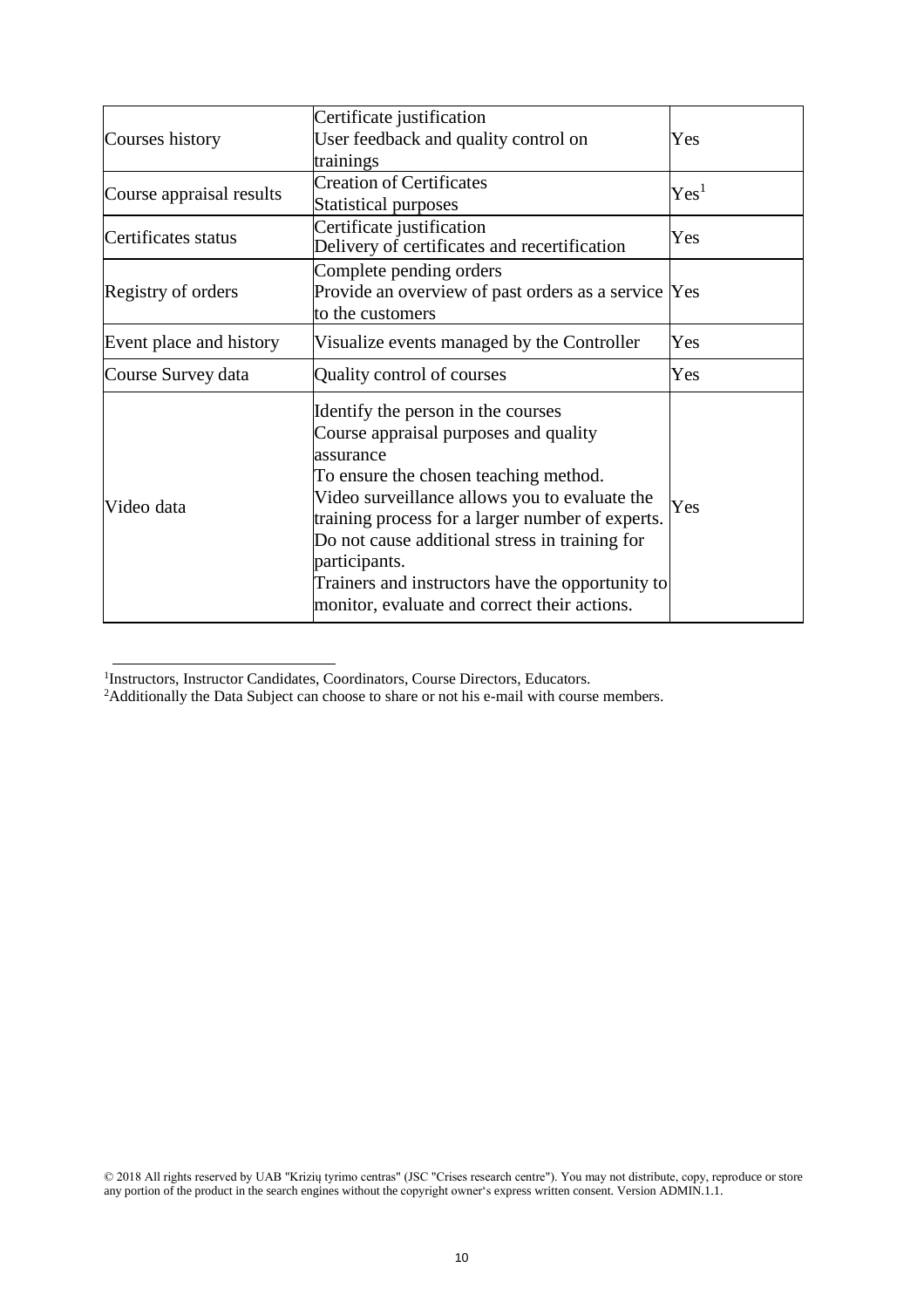| | | |
|---|---|---|
| Courses history | Certificate justification<br>User feedback and quality control on trainings | Yes |
| Course appraisal results | Creation of Certificates<br>Statistical purposes | Yes[1] |
| Certificates status | Certificate justification<br>Delivery of certificates and recertification | Yes |
| Registry of orders | Complete pending orders<br>Provide an overview of past orders as a service to the customers | Yes |
| Event place and history | Visualize events managed by the Controller | Yes |
| Course Survey data | Quality control of courses | Yes |
| Video data | Identify the person in the courses<br>Course appraisal purposes and quality assurance<br>To ensure the chosen teaching method.<br>Video surveillance allows you to evaluate the training process for a larger number of experts.<br>Do not cause additional stress in training for participants.<br>Trainers and instructors have the opportunity to monitor, evaluate and correct their actions. | Yes |

[1]Instructors, Instructor Candidates, Coordinators, Course Directors, Educators.

[2]Additionally the Data Subject can choose to share or not his e-mail with course members.

© 2018 All rights reserved by UAB "Krizių tyrimo centras" (JSC "Crises research centre"). You may not distribute, copy, reproduce or store any portion of the product in the search engines without the copyright owner's express written consent. Version ADMIN.1.1.